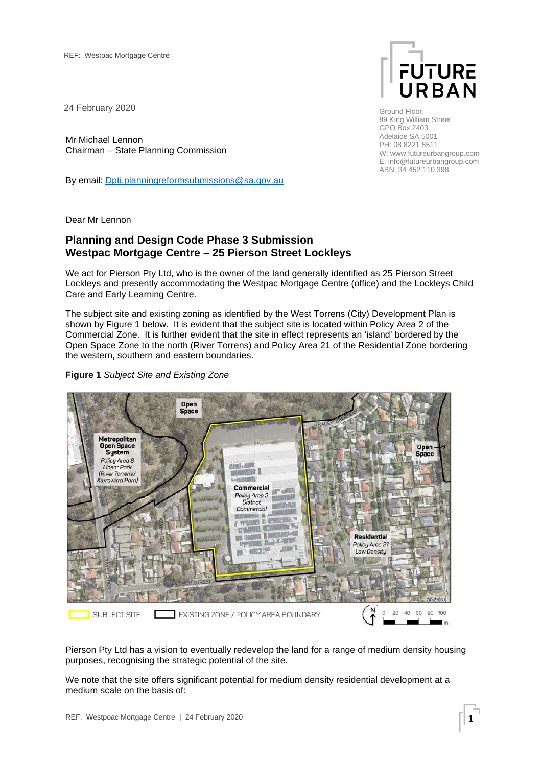REF: Westpac Mortgage Centre

**FUTURE URBAN**

Ground Floor,
89 King William Street
GPO Box 2403
Adelaide SA 5001
PH: 08 8221 5511
W: www.futureurbangroup.com
E: info@futureurbangroup.com
ABN: 34 452 110 398

24 February 2020

Mr Michael Lennon
Chairman – State Planning Commission

By email: Dpti.planningreformsubmissions@sa.gov.au

Dear Mr Lennon

## Planning and Design Code Phase 3 Submission
## Westpac Mortgage Centre – 25 Pierson Street Lockleys

We act for Pierson Pty Ltd, who is the owner of the land generally identified as 25 Pierson Street Lockleys and presently accommodating the Westpac Mortgage Centre (office) and the Lockleys Child Care and Early Learning Centre.

The subject site and existing zoning as identified by the West Torrens (City) Development Plan is shown by Figure 1 below. It is evident that the subject site is located within Policy Area 2 of the Commercial Zone. It is further evident that the site in effect represents an 'island' bordered by the Open Space Zone to the north (River Torrens) and Policy Area 21 of the Residential Zone bordering the western, southern and eastern boundaries.

**Figure 1** *Subject Site and Existing Zone*

Open Space

Metropolitan Open Space System
Policy Area 8
Linear Park
(River Torrens/Karrawirra Parri)

Commercial
Policy Area 2
District Commercial

Open Space

Residential
Policy Area 21
Low Density

SUBJECT SITE

EXISTING ZONE / POLICY AREA BOUNDARY

N

0 20 40 60 80 100 m

Pierson Pty Ltd has a vision to eventually redevelop the land for a range of medium density housing purposes, recognising the strategic potential of the site.

We note that the site offers significant potential for medium density residential development at a medium scale on the basis of: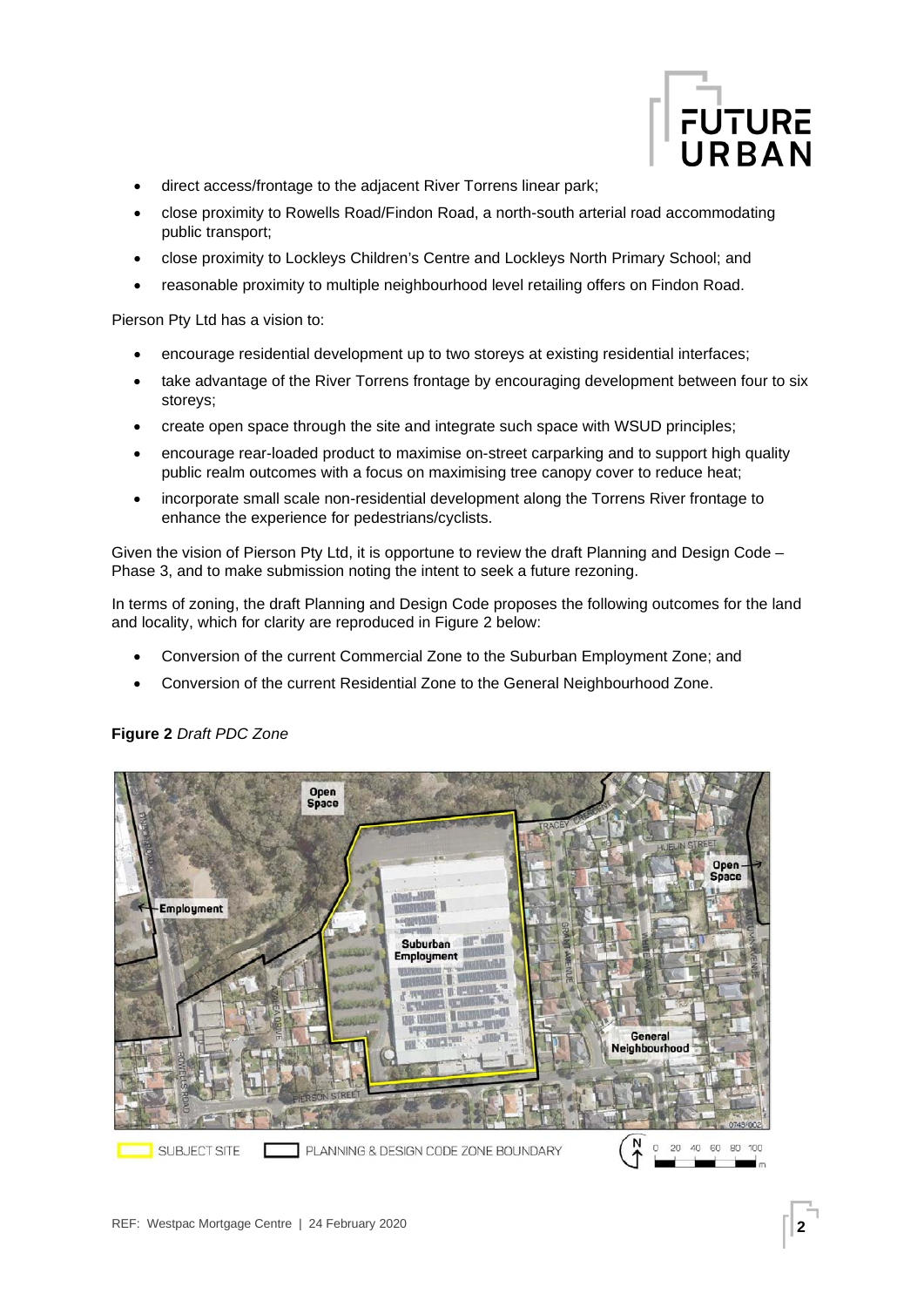- direct access/frontage to the adjacent River Torrens linear park;
- close proximity to Rowells Road/Findon Road, a north-south arterial road accommodating public transport;
- close proximity to Lockleys Children's Centre and Lockleys North Primary School; and
- reasonable proximity to multiple neighbourhood level retailing offers on Findon Road.

Pierson Pty Ltd has a vision to:

- encourage residential development up to two storeys at existing residential interfaces;
- take advantage of the River Torrens frontage by encouraging development between four to six storeys;
- create open space through the site and integrate such space with WSUD principles;
- encourage rear-loaded product to maximise on-street carparking and to support high quality public realm outcomes with a focus on maximising tree canopy cover to reduce heat;
- incorporate small scale non-residential development along the Torrens River frontage to enhance the experience for pedestrians/cyclists.

Given the vision of Pierson Pty Ltd, it is opportune to review the draft Planning and Design Code – Phase 3, and to make submission noting the intent to seek a future rezoning.

In terms of zoning, the draft Planning and Design Code proposes the following outcomes for the land and locality, which for clarity are reproduced in Figure 2 below:

- Conversion of the current Commercial Zone to the Suburban Employment Zone; and
- Conversion of the current Residential Zone to the General Neighbourhood Zone.

**Figure 2** *Draft PDC Zone*

Open Space
Open Space
Employment
Suburban Employment
General Neighbourhood
TRACEY CRESCENT
HUELIN STREET
GRANT AVENUE
PIERSON STREET
ROWELLS ROAD
AZALEA DRIVE

SUBJECT SITE
PLANNING & DESIGN CODE ZONE BOUNDARY
N
0 20 40 60 80 100 m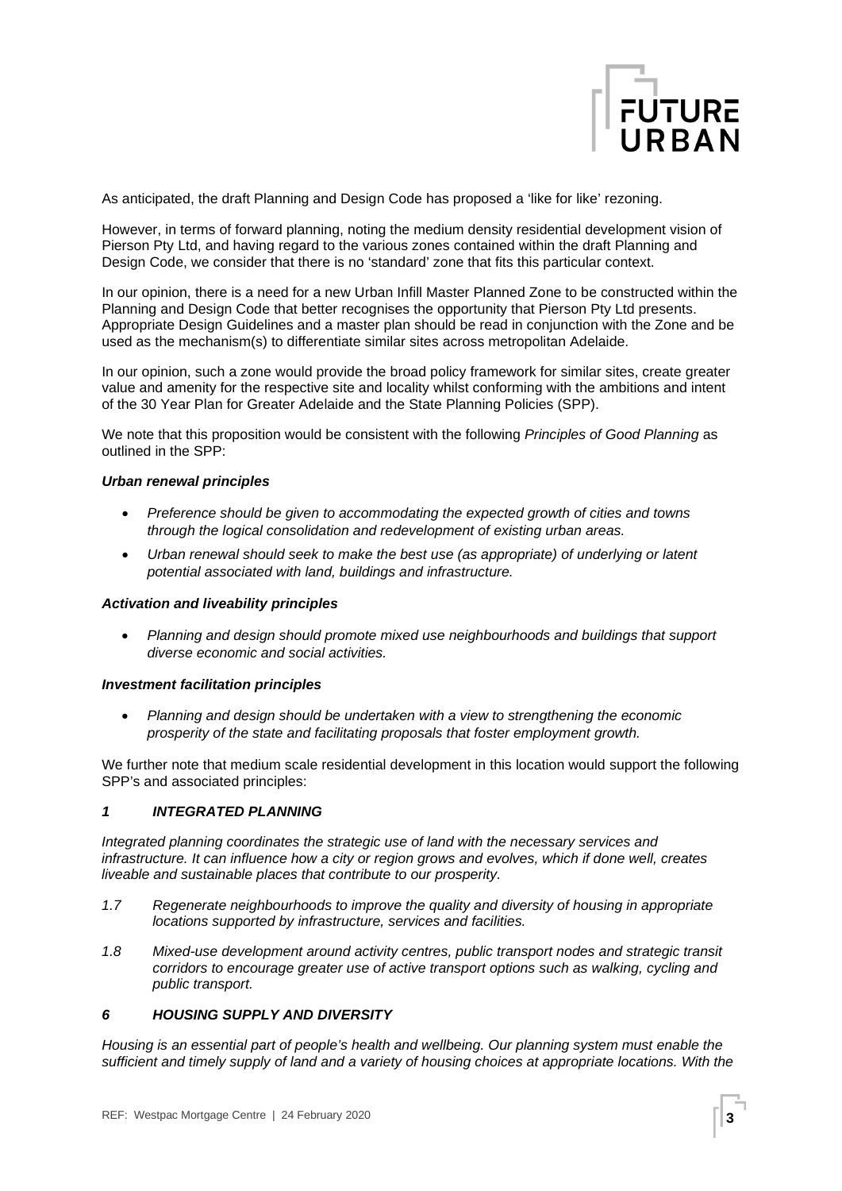As anticipated, the draft Planning and Design Code has proposed a 'like for like' rezoning.

However, in terms of forward planning, noting the medium density residential development vision of Pierson Pty Ltd, and having regard to the various zones contained within the draft Planning and Design Code, we consider that there is no 'standard' zone that fits this particular context.

In our opinion, there is a need for a new Urban Infill Master Planned Zone to be constructed within the Planning and Design Code that better recognises the opportunity that Pierson Pty Ltd presents. Appropriate Design Guidelines and a master plan should be read in conjunction with the Zone and be used as the mechanism(s) to differentiate similar sites across metropolitan Adelaide.

In our opinion, such a zone would provide the broad policy framework for similar sites, create greater value and amenity for the respective site and locality whilst conforming with the ambitions and intent of the 30 Year Plan for Greater Adelaide and the State Planning Policies (SPP).

We note that this proposition would be consistent with the following *Principles of Good Planning* as outlined in the SPP:

***Urban renewal principles***

- *Preference should be given to accommodating the expected growth of cities and towns through the logical consolidation and redevelopment of existing urban areas.*
- *Urban renewal should seek to make the best use (as appropriate) of underlying or latent potential associated with land, buildings and infrastructure.*

***Activation and liveability principles***

- *Planning and design should promote mixed use neighbourhoods and buildings that support diverse economic and social activities.*

***Investment facilitation principles***

- *Planning and design should be undertaken with a view to strengthening the economic prosperity of the state and facilitating proposals that foster employment growth.*

We further note that medium scale residential development in this location would support the following SPP's and associated principles:

***1 INTEGRATED PLANNING***

*Integrated planning coordinates the strategic use of land with the necessary services and infrastructure. It can influence how a city or region grows and evolves, which if done well, creates liveable and sustainable places that contribute to our prosperity.*

*1.7 Regenerate neighbourhoods to improve the quality and diversity of housing in appropriate locations supported by infrastructure, services and facilities.*

*1.8 Mixed-use development around activity centres, public transport nodes and strategic transit corridors to encourage greater use of active transport options such as walking, cycling and public transport.*

***6 HOUSING SUPPLY AND DIVERSITY***

*Housing is an essential part of people's health and wellbeing. Our planning system must enable the sufficient and timely supply of land and a variety of housing choices at appropriate locations. With the*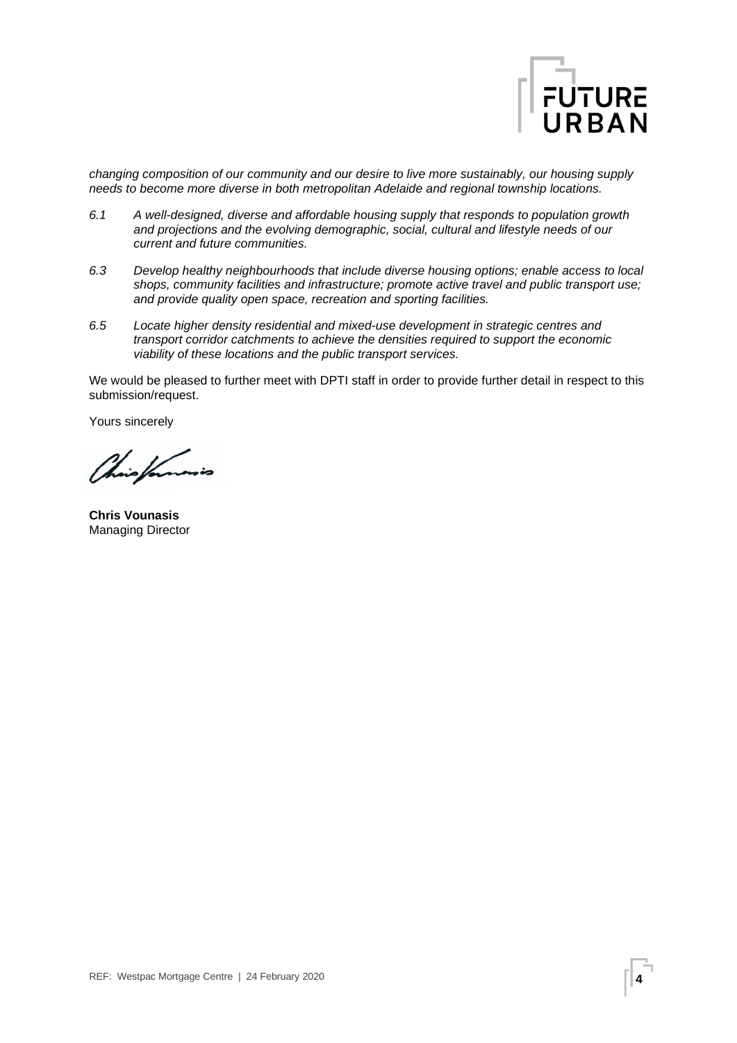*changing composition of our community and our desire to live more sustainably, our housing supply needs to become more diverse in both metropolitan Adelaide and regional township locations.*

*6.1 A well-designed, diverse and affordable housing supply that responds to population growth and projections and the evolving demographic, social, cultural and lifestyle needs of our current and future communities.*

*6.3 Develop healthy neighbourhoods that include diverse housing options; enable access to local shops, community facilities and infrastructure; promote active travel and public transport use; and provide quality open space, recreation and sporting facilities.*

*6.5 Locate higher density residential and mixed-use development in strategic centres and transport corridor catchments to achieve the densities required to support the economic viability of these locations and the public transport services.*

We would be pleased to further meet with DPTI staff in order to provide further detail in respect to this submission/request.

Yours sincerely

**Chris Vounasis**
Managing Director